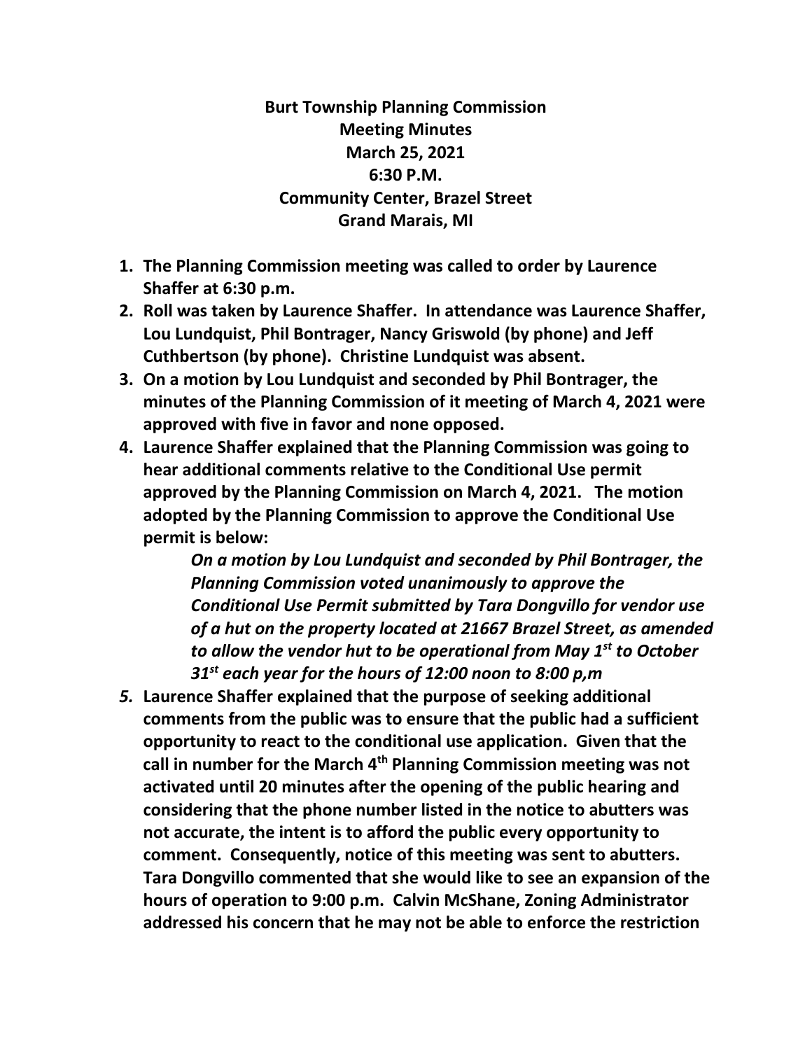**Burt Township Planning Commission**
**Meeting Minutes**
**March 25, 2021**
**6:30 P.M.**
**Community Center, Brazel Street**
**Grand Marais, MI**

1. **The Planning Commission meeting was called to order by Laurence Shaffer at 6:30 p.m.**
2. **Roll was taken by Laurence Shaffer. In attendance was Laurence Shaffer, Lou Lundquist, Phil Bontrager, Nancy Griswold (by phone) and Jeff Cuthbertson (by phone). Christine Lundquist was absent.**
3. **On a motion by Lou Lundquist and seconded by Phil Bontrager, the minutes of the Planning Commission of it meeting of March 4, 2021 were approved with five in favor and none opposed.**
4. **Laurence Shaffer explained that the Planning Commission was going to hear additional comments relative to the Conditional Use permit approved by the Planning Commission on March 4, 2021. The motion adopted by the Planning Commission to approve the Conditional Use permit is below:**

   ***On a motion by Lou Lundquist and seconded by Phil Bontrager, the Planning Commission voted unanimously to approve the Conditional Use Permit submitted by Tara Dongvillo for vendor use of a hut on the property located at 21667 Brazel Street, as amended to allow the vendor hut to be operational from May 1st to October 31st each year for the hours of 12:00 noon to 8:00 p,m***

5. **Laurence Shaffer explained that the purpose of seeking additional comments from the public was to ensure that the public had a sufficient opportunity to react to the conditional use application. Given that the call in number for the March 4th Planning Commission meeting was not activated until 20 minutes after the opening of the public hearing and considering that the phone number listed in the notice to abutters was not accurate, the intent is to afford the public every opportunity to comment. Consequently, notice of this meeting was sent to abutters. Tara Dongvillo commented that she would like to see an expansion of the hours of operation to 9:00 p.m. Calvin McShane, Zoning Administrator addressed his concern that he may not be able to enforce the restriction**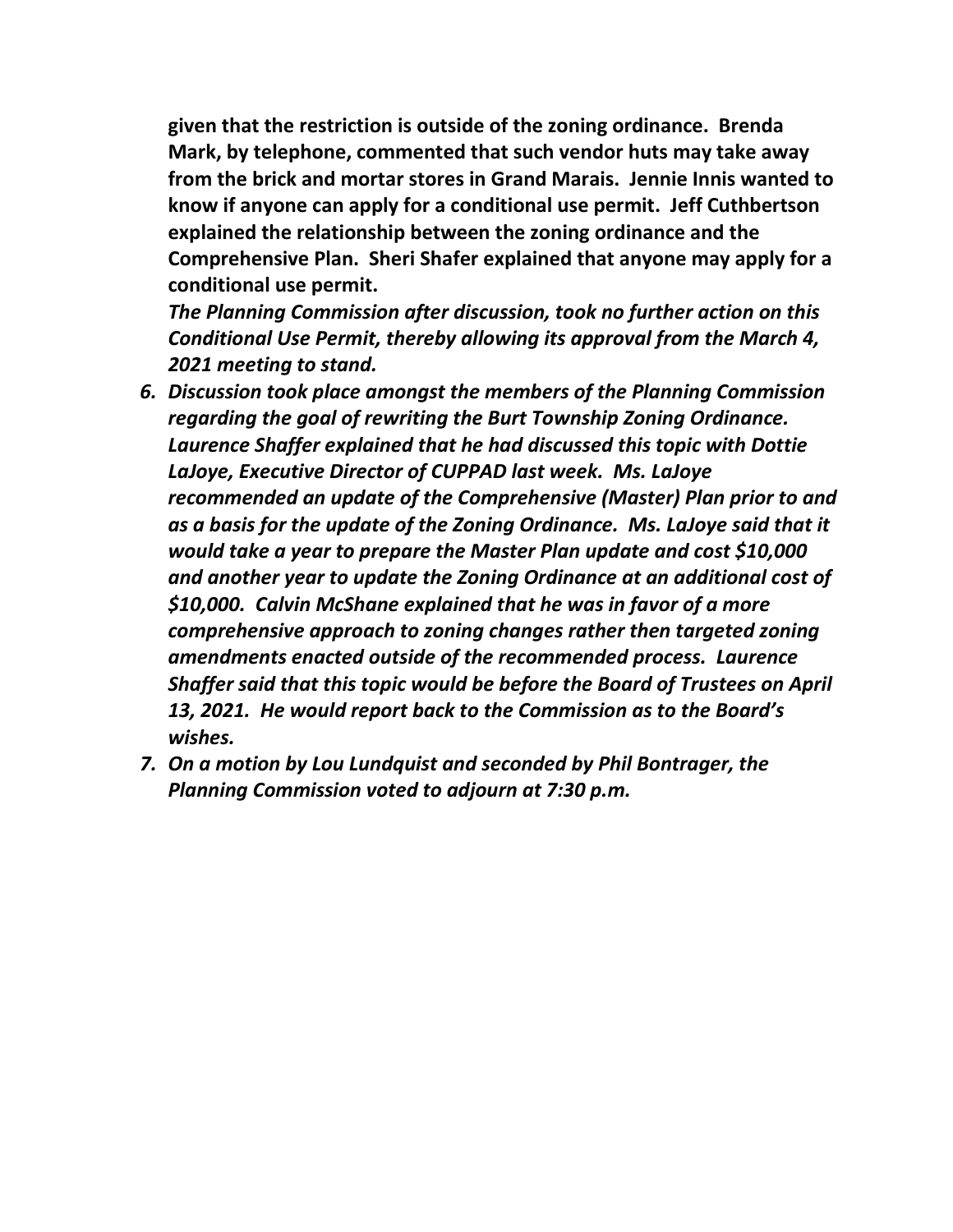**given that the restriction is outside of the zoning ordinance. Brenda Mark, by telephone, commented that such vendor huts may take away from the brick and mortar stores in Grand Marais. Jennie Innis wanted to know if anyone can apply for a conditional use permit. Jeff Cuthbertson explained the relationship between the zoning ordinance and the Comprehensive Plan. Sheri Shafer explained that anyone may apply for a conditional use permit.**

***The Planning Commission after discussion, took no further action on this Conditional Use Permit, thereby allowing its approval from the March 4, 2021 meeting to stand.***

6. ***Discussion took place amongst the members of the Planning Commission regarding the goal of rewriting the Burt Township Zoning Ordinance. Laurence Shaffer explained that he had discussed this topic with Dottie LaJoye, Executive Director of CUPPAD last week. Ms. LaJoye recommended an update of the Comprehensive (Master) Plan prior to and as a basis for the update of the Zoning Ordinance. Ms. LaJoye said that it would take a year to prepare the Master Plan update and cost $10,000 and another year to update the Zoning Ordinance at an additional cost of $10,000. Calvin McShane explained that he was in favor of a more comprehensive approach to zoning changes rather then targeted zoning amendments enacted outside of the recommended process. Laurence Shaffer said that this topic would be before the Board of Trustees on April 13, 2021. He would report back to the Commission as to the Board's wishes.***
7. ***On a motion by Lou Lundquist and seconded by Phil Bontrager, the Planning Commission voted to adjourn at 7:30 p.m.***